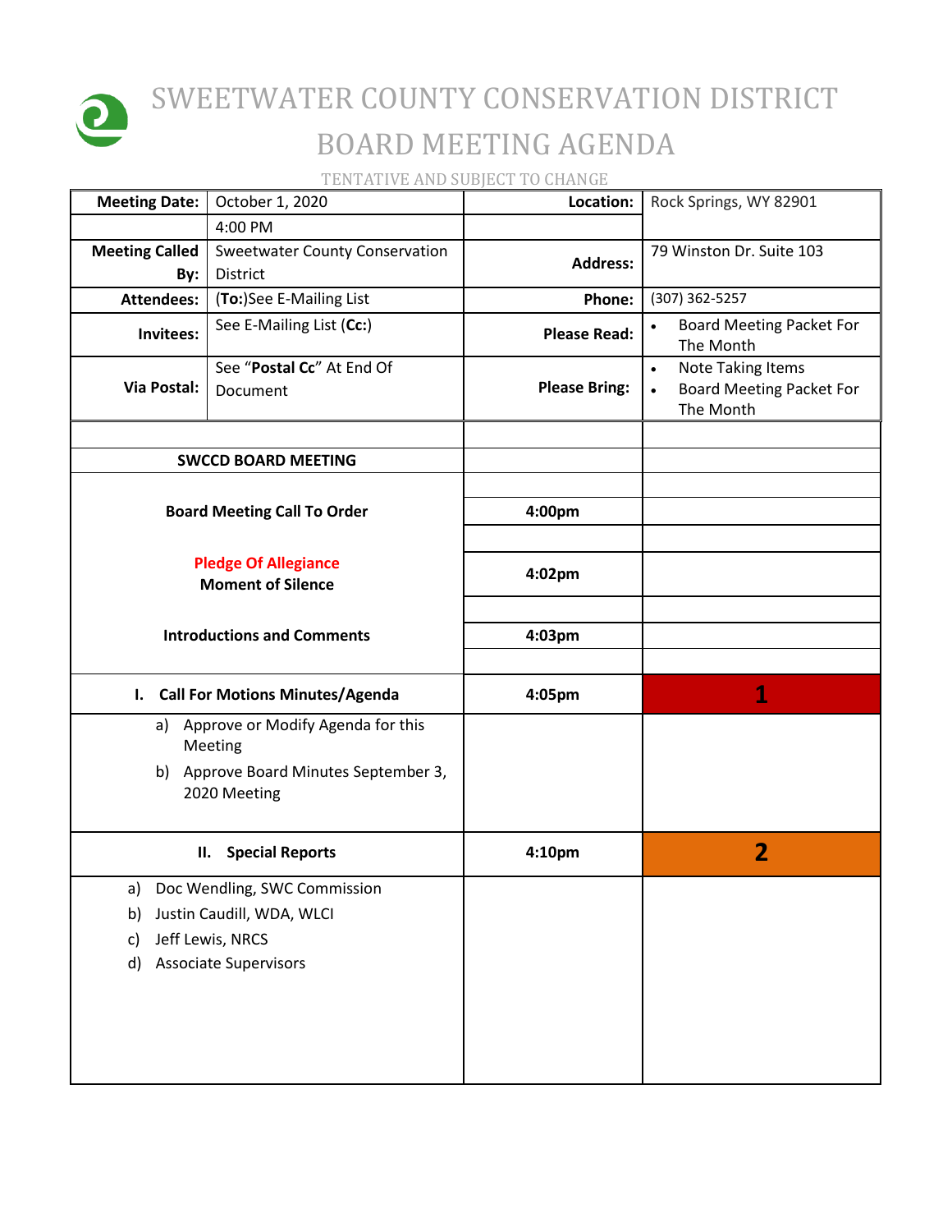# SWEETWATER COUNTY CONSERVATION DISTRICT

# BOARD MEETING AGENDA

TENTATIVE AND SUBJECT TO CHANGE

| **Meeting Date:** | October 1, 2020 | **Location:** | Rock Springs, WY 82901 |
|---|---|---|---|
| | 4:00 PM | | |
| **Meeting Called By:** | Sweetwater County Conservation District | **Address:** | 79 Winston Dr. Suite 103 |
| **Attendees:** | (**To:**)See E-Mailing List | **Phone:** | (307) 362-5257 |
| **Invitees:** | See E-Mailing List (**Cc:**) | **Please Read:** | • Board Meeting Packet For The Month |
| **Via Postal:** | See "**Postal Cc**" At End Of Document | **Please Bring:** | • Note Taking Items<br>• Board Meeting Packet For The Month |

| | | |
|---|---|---|
| **SWCCD BOARD MEETING** | | |
| **Board Meeting Call To Order** | **4:00pm** | |
| **Pledge Of Allegiance**<br>**Moment of Silence** | **4:02pm** | |
| **Introductions and Comments** | **4:03pm** | |
| **I. Call For Motions Minutes/Agenda** | **4:05pm** | **1** |
| a) Approve or Modify Agenda for this Meeting<br>b) Approve Board Minutes September 3, 2020 Meeting | | |
| **II. Special Reports** | **4:10pm** | **2** |
| a) Doc Wendling, SWC Commission<br>b) Justin Caudill, WDA, WLCI<br>c) Jeff Lewis, NRCS<br>d) Associate Supervisors | | |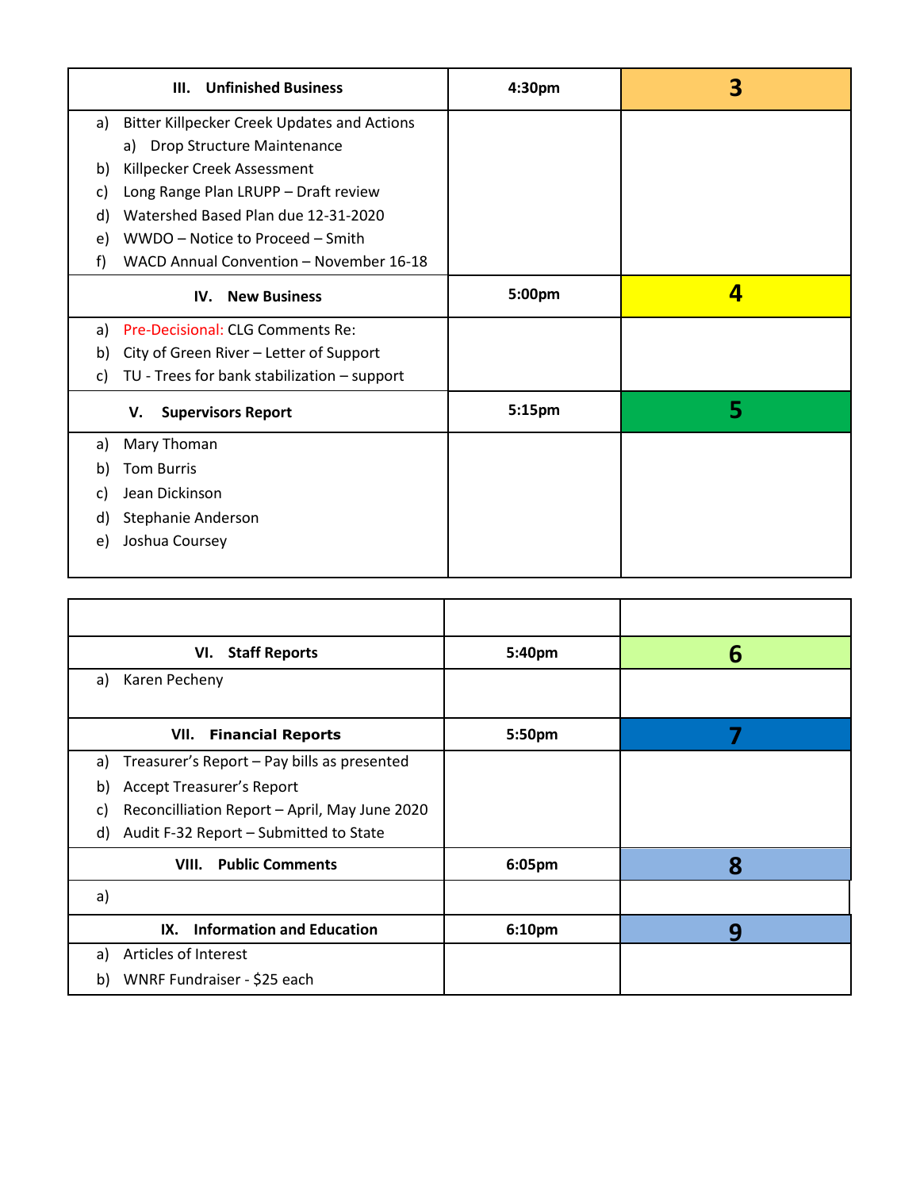| III. Unfinished Business | 4:30pm | 3 |
|---|---|---|
| a) Bitter Killpecker Creek Updates and Actions<br>a) Drop Structure Maintenance<br>b) Killpecker Creek Assessment<br>c) Long Range Plan LRUPP – Draft review<br>d) Watershed Based Plan due 12-31-2020<br>e) WWDO – Notice to Proceed – Smith<br>f) WACD Annual Convention – November 16-18 | | |
| **IV. New Business** | **5:00pm** | **4** |
| a) Pre-Decisional: CLG Comments Re:<br>b) City of Green River – Letter of Support<br>c) TU - Trees for bank stabilization – support | | |
| **V. Supervisors Report** | **5:15pm** | **5** |
| a) Mary Thoman<br>b) Tom Burris<br>c) Jean Dickinson<br>d) Stephanie Anderson<br>e) Joshua Coursey | | |

| | | |
|---|---|---|
| **VI. Staff Reports** | **5:40pm** | **6** |
| a) Karen Pecheny | | |
| **VII. Financial Reports** | **5:50pm** | **7** |
| a) Treasurer's Report – Pay bills as presented<br>b) Accept Treasurer's Report<br>c) Reconcilliation Report – April, May June 2020<br>d) Audit F-32 Report – Submitted to State | | |
| **VIII. Public Comments** | **6:05pm** | **8** |
| a) | | |
| **IX. Information and Education** | **6:10pm** | **9** |
| a) Articles of Interest<br>b) WNRF Fundraiser - $25 each | | |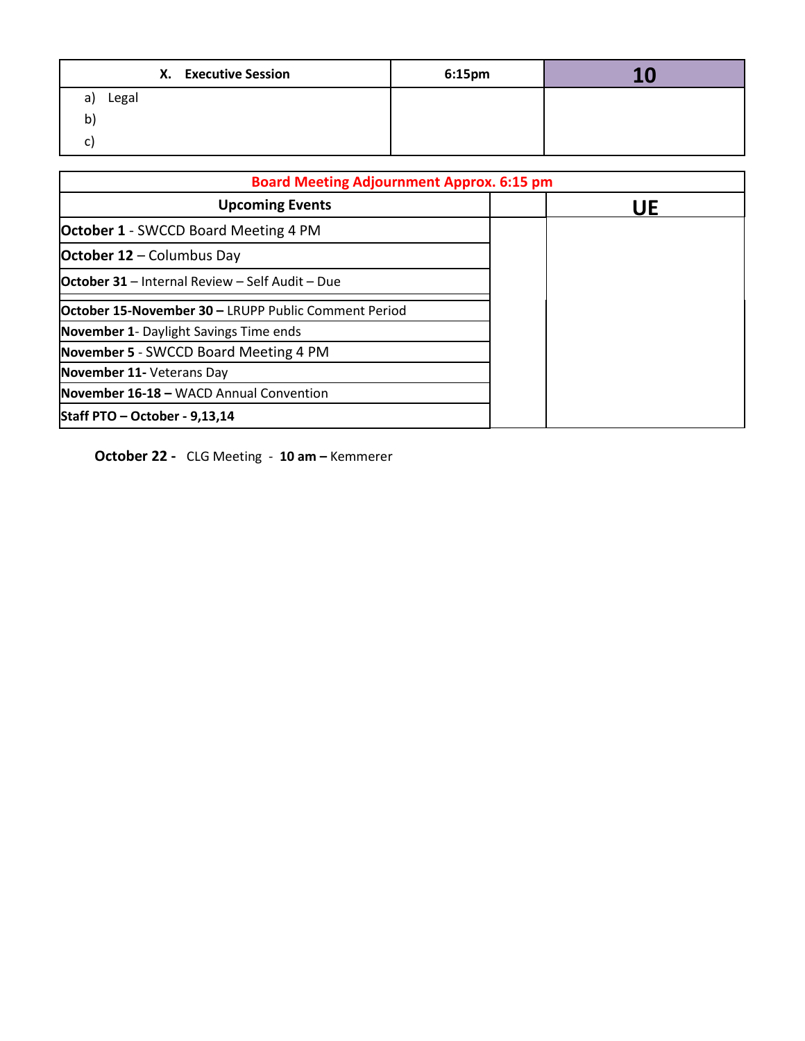| X. **Executive Session** | **6:15pm** | **10** |
|---|---|---|
| a) Legal | | |
| b) | | |
| c) | | |

| **Board Meeting Adjournment Approx. 6:15 pm** | | |
|---|---|---|
| **Upcoming Events** | | **UE** |
| **October 1** - SWCCD Board Meeting 4 PM | | |
| **October 12** – Columbus Day | | |
| **October 31** – Internal Review – Self Audit – Due | | |
| **October 15-November 30 –** LRUPP Public Comment Period | | |
| **November 1**- Daylight Savings Time ends | | |
| **November 5** - SWCCD Board Meeting 4 PM | | |
| **November 11-** Veterans Day | | |
| **November 16-18 –** WACD Annual Convention | | |
| **Staff PTO – October - 9,13,14** | | |

**October 22 -** CLG Meeting - **10 am –** Kemmerer